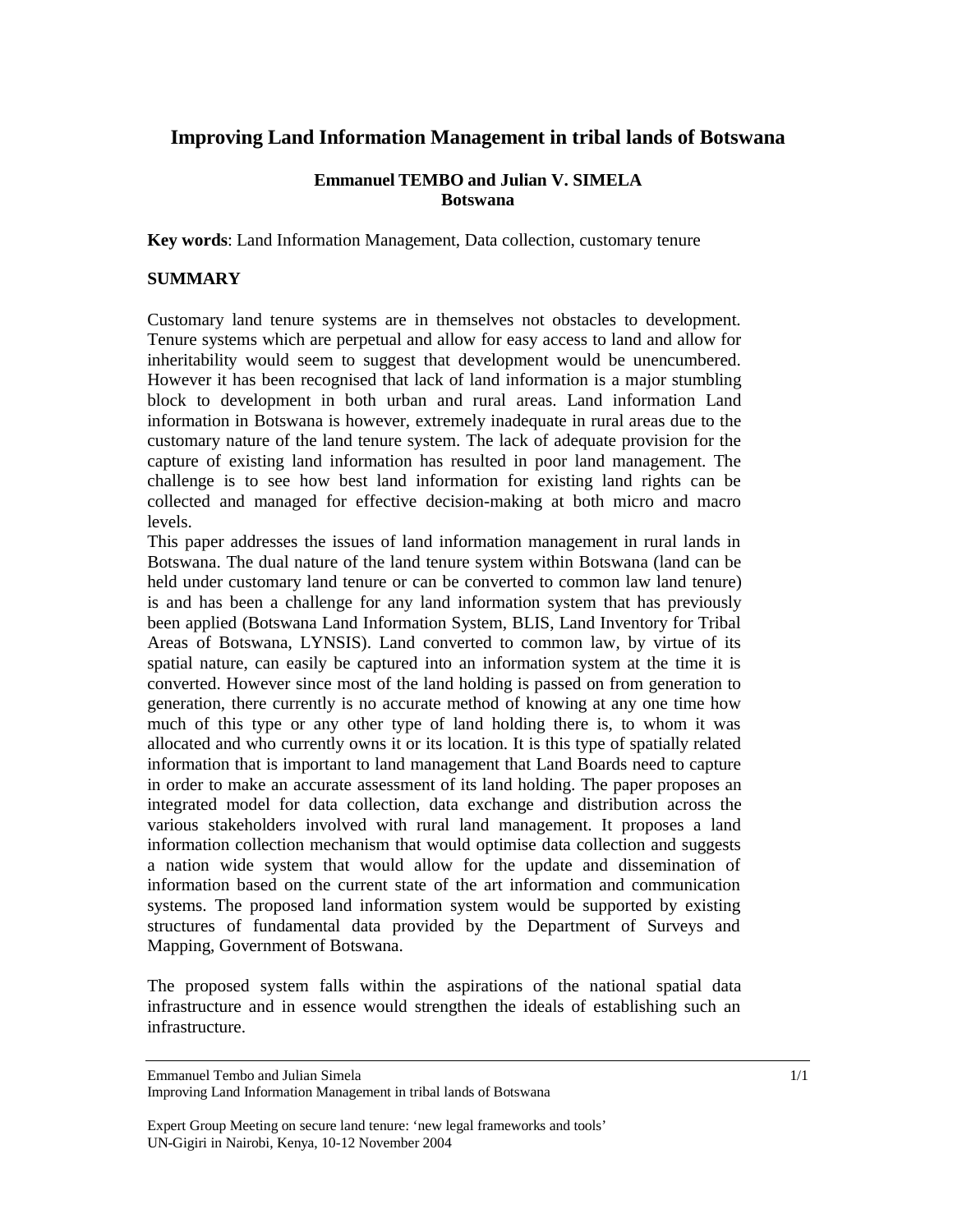# Improving Land Information Management in tribal lands of Botswana

**Emmanuel TEMBO and Julian V. SIMELA**
**Botswana**

**Key words**: Land Information Management, Data collection, customary tenure

## SUMMARY

Customary land tenure systems are in themselves not obstacles to development. Tenure systems which are perpetual and allow for easy access to land and allow for inheritability would seem to suggest that development would be unencumbered. However it has been recognised that lack of land information is a major stumbling block to development in both urban and rural areas. Land information Land information in Botswana is however, extremely inadequate in rural areas due to the customary nature of the land tenure system. The lack of adequate provision for the capture of existing land information has resulted in poor land management. The challenge is to see how best land information for existing land rights can be collected and managed for effective decision-making at both micro and macro levels.
This paper addresses the issues of land information management in rural lands in Botswana. The dual nature of the land tenure system within Botswana (land can be held under customary land tenure or can be converted to common law land tenure) is and has been a challenge for any land information system that has previously been applied (Botswana Land Information System, BLIS, Land Inventory for Tribal Areas of Botswana, LYNSIS). Land converted to common law, by virtue of its spatial nature, can easily be captured into an information system at the time it is converted. However since most of the land holding is passed on from generation to generation, there currently is no accurate method of knowing at any one time how much of this type or any other type of land holding there is, to whom it was allocated and who currently owns it or its location. It is this type of spatially related information that is important to land management that Land Boards need to capture in order to make an accurate assessment of its land holding. The paper proposes an integrated model for data collection, data exchange and distribution across the various stakeholders involved with rural land management. It proposes a land information collection mechanism that would optimise data collection and suggests a nation wide system that would allow for the update and dissemination of information based on the current state of the art information and communication systems. The proposed land information system would be supported by existing structures of fundamental data provided by the Department of Surveys and Mapping, Government of Botswana.

The proposed system falls within the aspirations of the national spatial data infrastructure and in essence would strengthen the ideals of establishing such an infrastructure.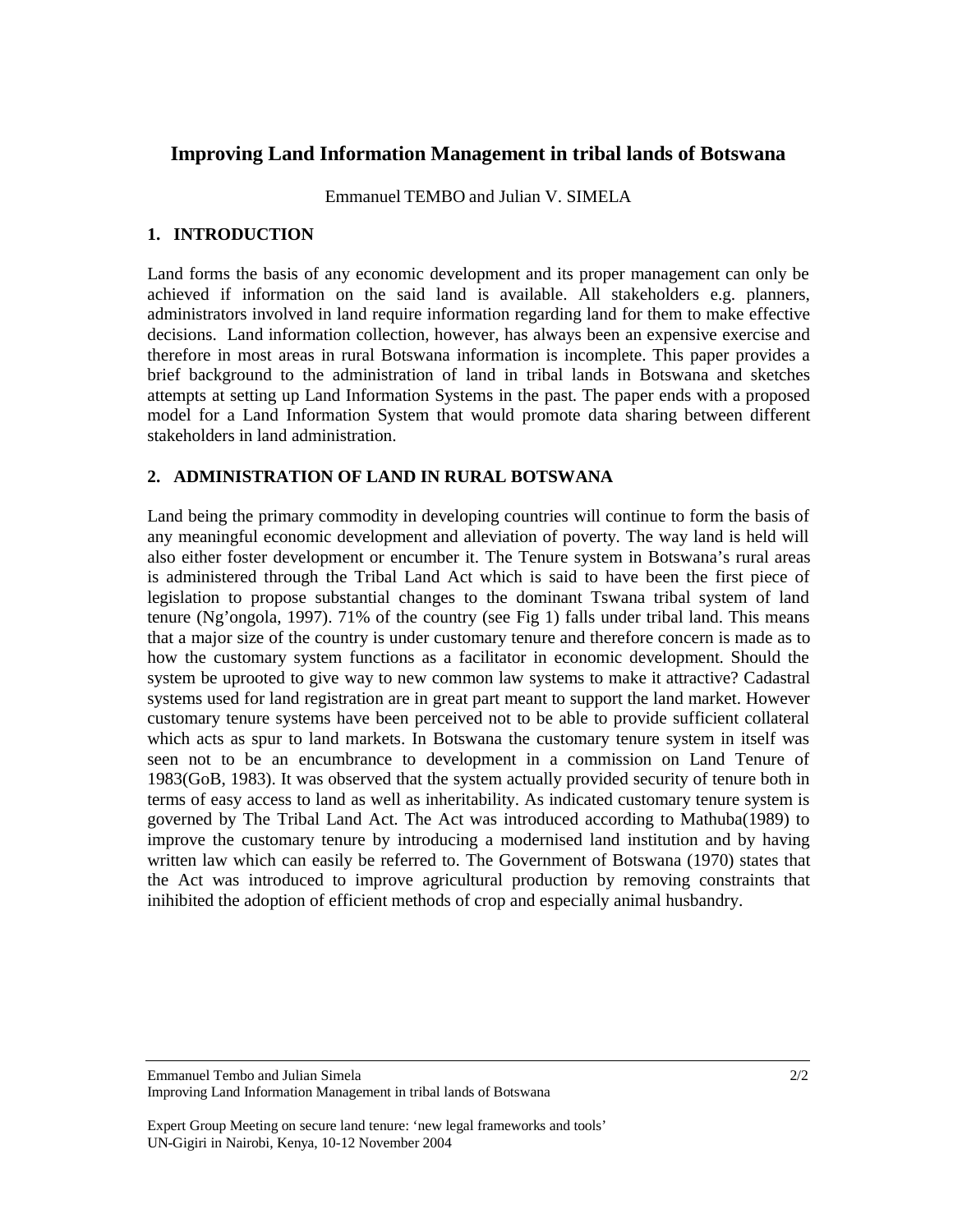# Improving Land Information Management in tribal lands of Botswana

Emmanuel TEMBO and Julian V. SIMELA

## 1. INTRODUCTION

Land forms the basis of any economic development and its proper management can only be achieved if information on the said land is available. All stakeholders e.g. planners, administrators involved in land require information regarding land for them to make effective decisions. Land information collection, however, has always been an expensive exercise and therefore in most areas in rural Botswana information is incomplete. This paper provides a brief background to the administration of land in tribal lands in Botswana and sketches attempts at setting up Land Information Systems in the past. The paper ends with a proposed model for a Land Information System that would promote data sharing between different stakeholders in land administration.

## 2. ADMINISTRATION OF LAND IN RURAL BOTSWANA

Land being the primary commodity in developing countries will continue to form the basis of any meaningful economic development and alleviation of poverty. The way land is held will also either foster development or encumber it. The Tenure system in Botswana's rural areas is administered through the Tribal Land Act which is said to have been the first piece of legislation to propose substantial changes to the dominant Tswana tribal system of land tenure (Ng'ongola, 1997). 71% of the country (see Fig 1) falls under tribal land. This means that a major size of the country is under customary tenure and therefore concern is made as to how the customary system functions as a facilitator in economic development. Should the system be uprooted to give way to new common law systems to make it attractive? Cadastral systems used for land registration are in great part meant to support the land market. However customary tenure systems have been perceived not to be able to provide sufficient collateral which acts as spur to land markets. In Botswana the customary tenure system in itself was seen not to be an encumbrance to development in a commission on Land Tenure of 1983(GoB, 1983). It was observed that the system actually provided security of tenure both in terms of easy access to land as well as inheritability. As indicated customary tenure system is governed by The Tribal Land Act. The Act was introduced according to Mathuba(1989) to improve the customary tenure by introducing a modernised land institution and by having written law which can easily be referred to. The Government of Botswana (1970) states that the Act was introduced to improve agricultural production by removing constraints that inihibited the adoption of efficient methods of crop and especially animal husbandry.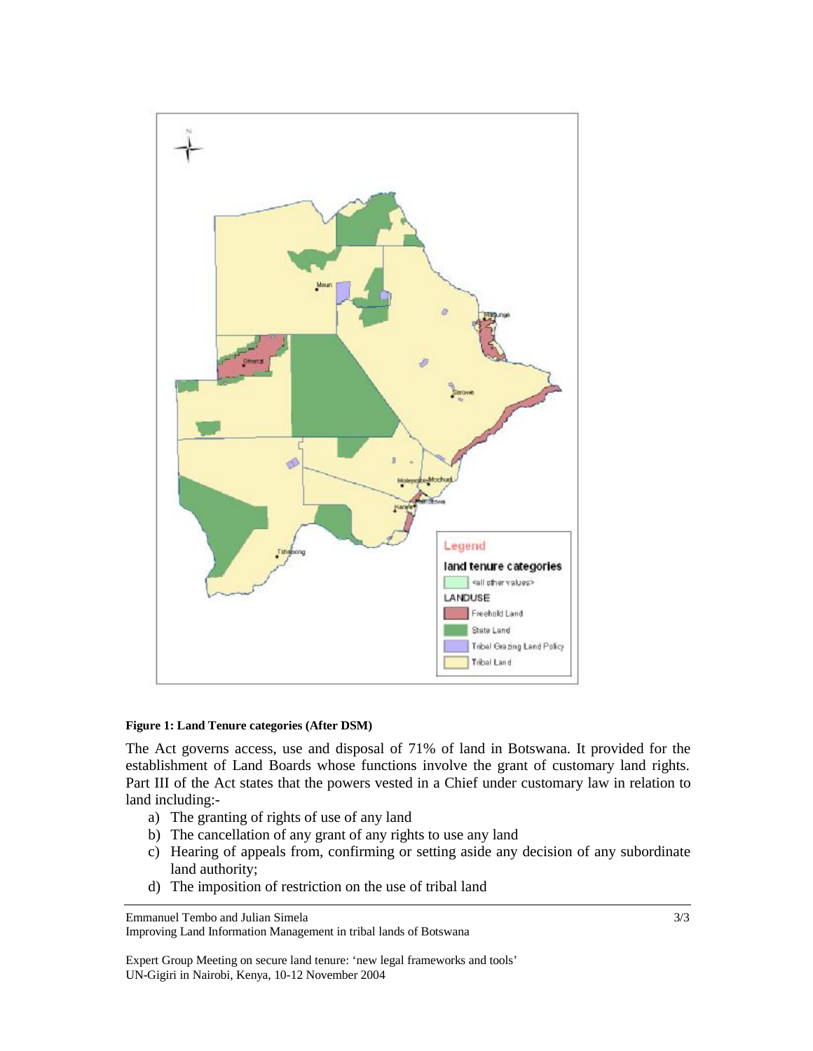**Figure 1: Land Tenure categories (After DSM)**

The Act governs access, use and disposal of 71% of land in Botswana. It provided for the establishment of Land Boards whose functions involve the grant of customary land rights. Part III of the Act states that the powers vested in a Chief under customary law in relation to land including:-

a) The granting of rights of use of any land
b) The cancellation of any grant of any rights to use any land
c) Hearing of appeals from, confirming or setting aside any decision of any subordinate land authority;
d) The imposition of restriction on the use of tribal land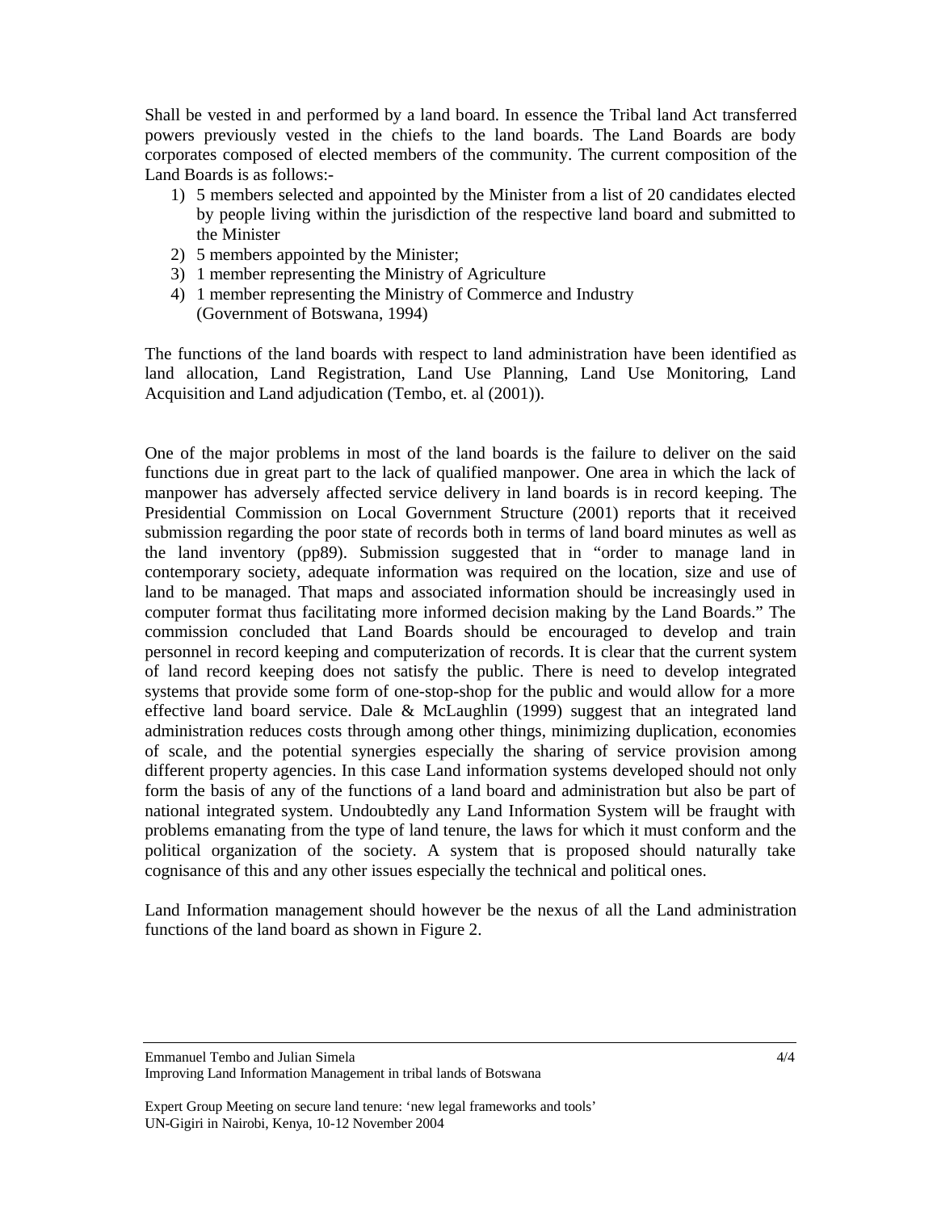Shall be vested in and performed by a land board. In essence the Tribal land Act transferred powers previously vested in the chiefs to the land boards. The Land Boards are body corporates composed of elected members of the community. The current composition of the Land Boards is as follows:-

1) 5 members selected and appointed by the Minister from a list of 20 candidates elected by people living within the jurisdiction of the respective land board and submitted to the Minister
2) 5 members appointed by the Minister;
3) 1 member representing the Ministry of Agriculture
4) 1 member representing the Ministry of Commerce and Industry
   (Government of Botswana, 1994)

The functions of the land boards with respect to land administration have been identified as land allocation, Land Registration, Land Use Planning, Land Use Monitoring, Land Acquisition and Land adjudication (Tembo, et. al (2001)).

One of the major problems in most of the land boards is the failure to deliver on the said functions due in great part to the lack of qualified manpower. One area in which the lack of manpower has adversely affected service delivery in land boards is in record keeping. The Presidential Commission on Local Government Structure (2001) reports that it received submission regarding the poor state of records both in terms of land board minutes as well as the land inventory (pp89). Submission suggested that in "order to manage land in contemporary society, adequate information was required on the location, size and use of land to be managed. That maps and associated information should be increasingly used in computer format thus facilitating more informed decision making by the Land Boards." The commission concluded that Land Boards should be encouraged to develop and train personnel in record keeping and computerization of records. It is clear that the current system of land record keeping does not satisfy the public. There is need to develop integrated systems that provide some form of one-stop-shop for the public and would allow for a more effective land board service. Dale & McLaughlin (1999) suggest that an integrated land administration reduces costs through among other things, minimizing duplication, economies of scale, and the potential synergies especially the sharing of service provision among different property agencies. In this case Land information systems developed should not only form the basis of any of the functions of a land board and administration but also be part of national integrated system. Undoubtedly any Land Information System will be fraught with problems emanating from the type of land tenure, the laws for which it must conform and the political organization of the society. A system that is proposed should naturally take cognisance of this and any other issues especially the technical and political ones.

Land Information management should however be the nexus of all the Land administration functions of the land board as shown in Figure 2.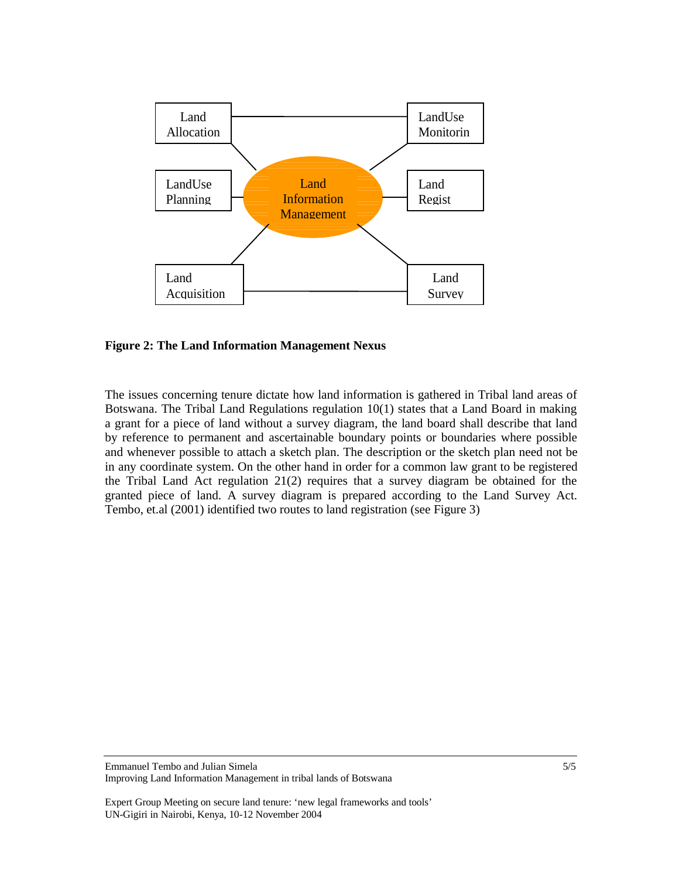Land Allocation

LandUse Monitorin

LandUse Planning

Land Information Management

Land Regist

Land Acquisition

Land Survey

**Figure 2: The Land Information Management Nexus**

The issues concerning tenure dictate how land information is gathered in Tribal land areas of Botswana. The Tribal Land Regulations regulation 10(1) states that a Land Board in making a grant for a piece of land without a survey diagram, the land board shall describe that land by reference to permanent and ascertainable boundary points or boundaries where possible and whenever possible to attach a sketch plan. The description or the sketch plan need not be in any coordinate system. On the other hand in order for a common law grant to be registered the Tribal Land Act regulation 21(2) requires that a survey diagram be obtained for the granted piece of land. A survey diagram is prepared according to the Land Survey Act. Tembo, et.al (2001) identified two routes to land registration (see Figure 3)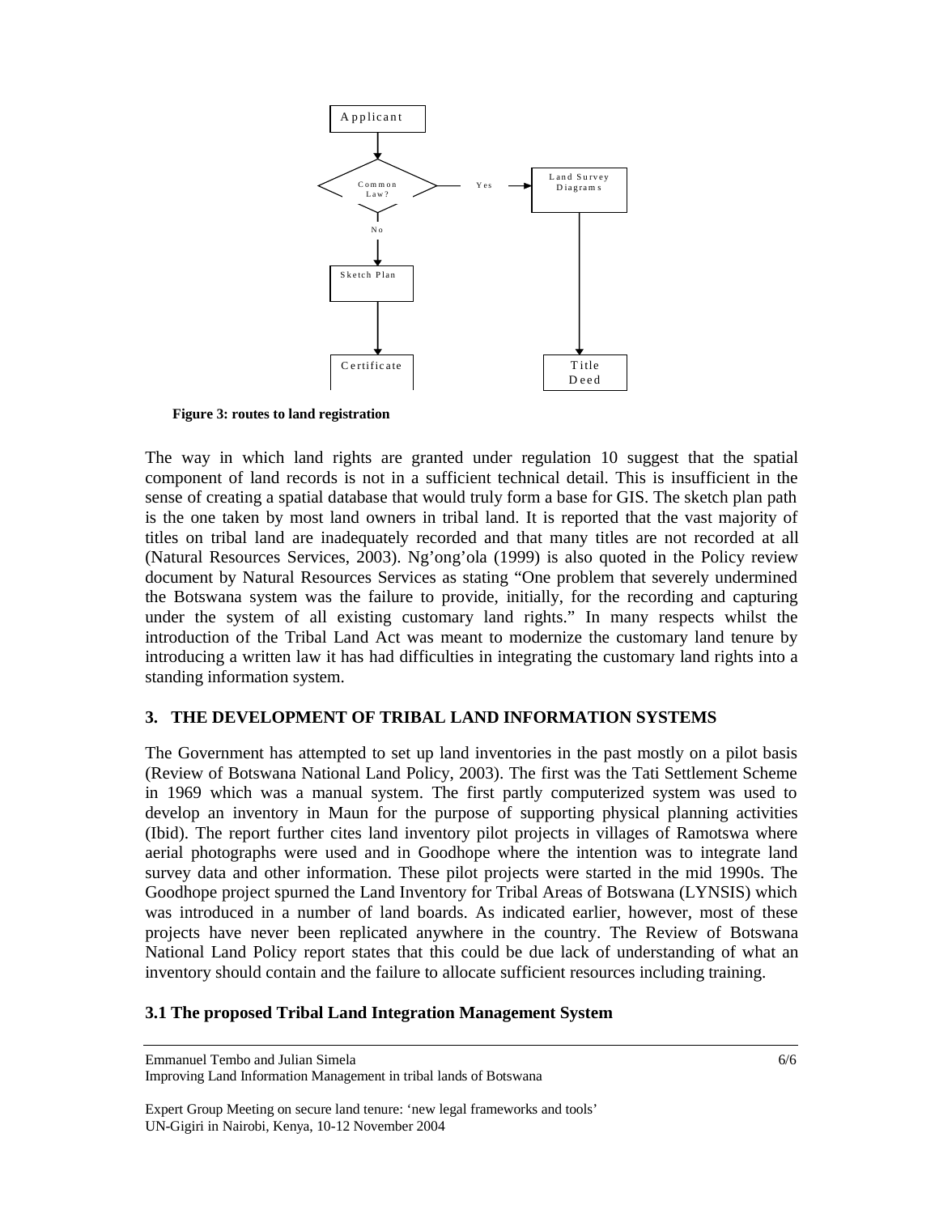Applicant

Common Law?

Yes

No

Land Survey Diagrams

Sketch Plan

Certificate

Title Deed

**Figure 3: routes to land registration**

The way in which land rights are granted under regulation 10 suggest that the spatial component of land records is not in a sufficient technical detail. This is insufficient in the sense of creating a spatial database that would truly form a base for GIS. The sketch plan path is the one taken by most land owners in tribal land. It is reported that the vast majority of titles on tribal land are inadequately recorded and that many titles are not recorded at all (Natural Resources Services, 2003). Ng'ong'ola (1999) is also quoted in the Policy review document by Natural Resources Services as stating "One problem that severely undermined the Botswana system was the failure to provide, initially, for the recording and capturing under the system of all existing customary land rights." In many respects whilst the introduction of the Tribal Land Act was meant to modernize the customary land tenure by introducing a written law it has had difficulties in integrating the customary land rights into a standing information system.

## 3. THE DEVELOPMENT OF TRIBAL LAND INFORMATION SYSTEMS

The Government has attempted to set up land inventories in the past mostly on a pilot basis (Review of Botswana National Land Policy, 2003). The first was the Tati Settlement Scheme in 1969 which was a manual system. The first partly computerized system was used to develop an inventory in Maun for the purpose of supporting physical planning activities (Ibid). The report further cites land inventory pilot projects in villages of Ramotswa where aerial photographs were used and in Goodhope where the intention was to integrate land survey data and other information. These pilot projects were started in the mid 1990s. The Goodhope project spurned the Land Inventory for Tribal Areas of Botswana (LYNSIS) which was introduced in a number of land boards. As indicated earlier, however, most of these projects have never been replicated anywhere in the country. The Review of Botswana National Land Policy report states that this could be due lack of understanding of what an inventory should contain and the failure to allocate sufficient resources including training.

### 3.1 The proposed Tribal Land Integration Management System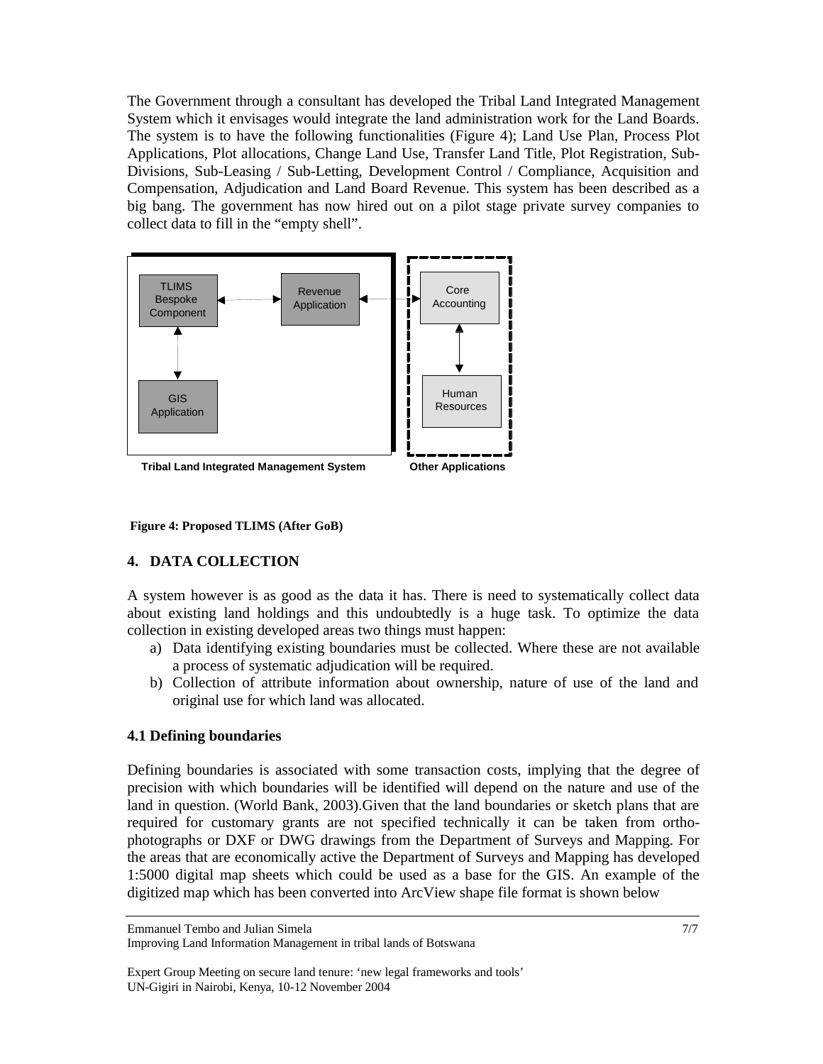The Government through a consultant has developed the Tribal Land Integrated Management System which it envisages would integrate the land administration work for the Land Boards. The system is to have the following functionalities (Figure 4); Land Use Plan, Process Plot Applications, Plot allocations, Change Land Use, Transfer Land Title, Plot Registration, Sub-Divisions, Sub-Leasing / Sub-Letting, Development Control / Compliance, Acquisition and Compensation, Adjudication and Land Board Revenue. This system has been described as a big bang. The government has now hired out on a pilot stage private survey companies to collect data to fill in the "empty shell".

TLIMS Bespoke Component

Revenue Application

GIS Application

Core Accounting

Human Resources

Tribal Land Integrated Management System

Other Applications

**Figure 4: Proposed TLIMS (After GoB)**

## 4. DATA COLLECTION

A system however is as good as the data it has. There is need to systematically collect data about existing land holdings and this undoubtedly is a huge task. To optimize the data collection in existing developed areas two things must happen:

a) Data identifying existing boundaries must be collected. Where these are not available a process of systematic adjudication will be required.
b) Collection of attribute information about ownership, nature of use of the land and original use for which land was allocated.

### 4.1 Defining boundaries

Defining boundaries is associated with some transaction costs, implying that the degree of precision with which boundaries will be identified will depend on the nature and use of the land in question. (World Bank, 2003).Given that the land boundaries or sketch plans that are required for customary grants are not specified technically it can be taken from ortho-photographs or DXF or DWG drawings from the Department of Surveys and Mapping. For the areas that are economically active the Department of Surveys and Mapping has developed 1:5000 digital map sheets which could be used as a base for the GIS. An example of the digitized map which has been converted into ArcView shape file format is shown below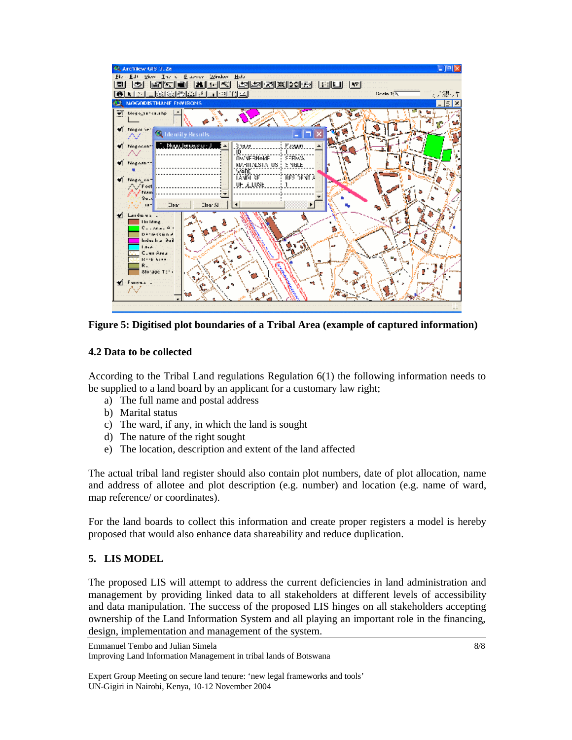**Figure 5: Digitised plot boundaries of a Tribal Area (example of captured information)**

### 4.2 Data to be collected

According to the Tribal Land regulations Regulation 6(1) the following information needs to be supplied to a land board by an applicant for a customary law right;

a) The full name and postal address
b) Marital status
c) The ward, if any, in which the land is sought
d) The nature of the right sought
e) The location, description and extent of the land affected

The actual tribal land register should also contain plot numbers, date of plot allocation, name and address of allotee and plot description (e.g. number) and location (e.g. name of ward, map reference/ or coordinates).

For the land boards to collect this information and create proper registers a model is hereby proposed that would also enhance data shareability and reduce duplication.

## 5. LIS MODEL

The proposed LIS will attempt to address the current deficiencies in land administration and management by providing linked data to all stakeholders at different levels of accessibility and data manipulation. The success of the proposed LIS hinges on all stakeholders accepting ownership of the Land Information System and all playing an important role in the financing, design, implementation and management of the system.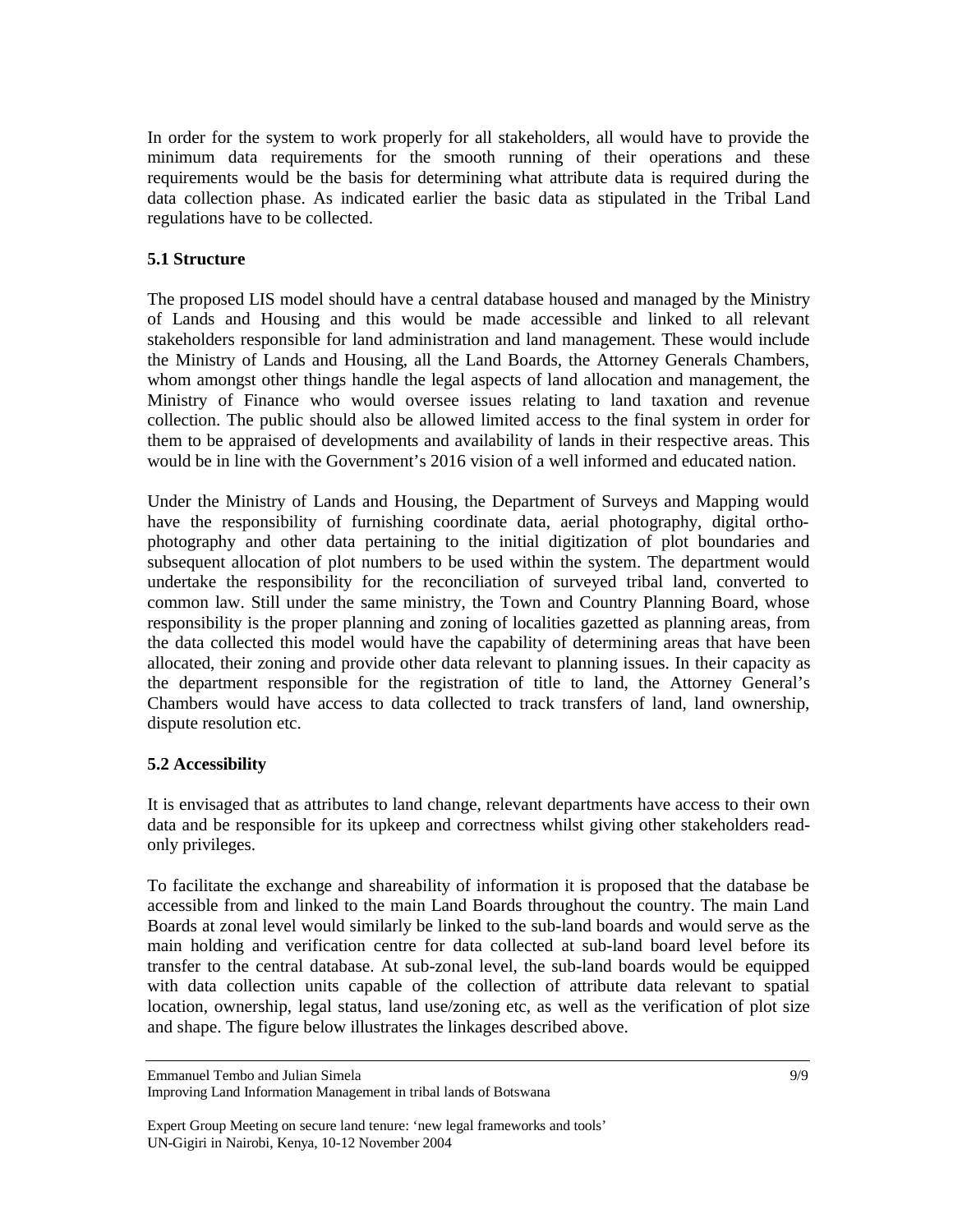In order for the system to work properly for all stakeholders, all would have to provide the minimum data requirements for the smooth running of their operations and these requirements would be the basis for determining what attribute data is required during the data collection phase. As indicated earlier the basic data as stipulated in the Tribal Land regulations have to be collected.

## 5.1 Structure

The proposed LIS model should have a central database housed and managed by the Ministry of Lands and Housing and this would be made accessible and linked to all relevant stakeholders responsible for land administration and land management. These would include the Ministry of Lands and Housing, all the Land Boards, the Attorney Generals Chambers, whom amongst other things handle the legal aspects of land allocation and management, the Ministry of Finance who would oversee issues relating to land taxation and revenue collection. The public should also be allowed limited access to the final system in order for them to be appraised of developments and availability of lands in their respective areas. This would be in line with the Government's 2016 vision of a well informed and educated nation.

Under the Ministry of Lands and Housing, the Department of Surveys and Mapping would have the responsibility of furnishing coordinate data, aerial photography, digital ortho-photography and other data pertaining to the initial digitization of plot boundaries and subsequent allocation of plot numbers to be used within the system. The department would undertake the responsibility for the reconciliation of surveyed tribal land, converted to common law. Still under the same ministry, the Town and Country Planning Board, whose responsibility is the proper planning and zoning of localities gazetted as planning areas, from the data collected this model would have the capability of determining areas that have been allocated, their zoning and provide other data relevant to planning issues. In their capacity as the department responsible for the registration of title to land, the Attorney General's Chambers would have access to data collected to track transfers of land, land ownership, dispute resolution etc.

## 5.2 Accessibility

It is envisaged that as attributes to land change, relevant departments have access to their own data and be responsible for its upkeep and correctness whilst giving other stakeholders read-only privileges.

To facilitate the exchange and shareability of information it is proposed that the database be accessible from and linked to the main Land Boards throughout the country. The main Land Boards at zonal level would similarly be linked to the sub-land boards and would serve as the main holding and verification centre for data collected at sub-land board level before its transfer to the central database. At sub-zonal level, the sub-land boards would be equipped with data collection units capable of the collection of attribute data relevant to spatial location, ownership, legal status, land use/zoning etc, as well as the verification of plot size and shape. The figure below illustrates the linkages described above.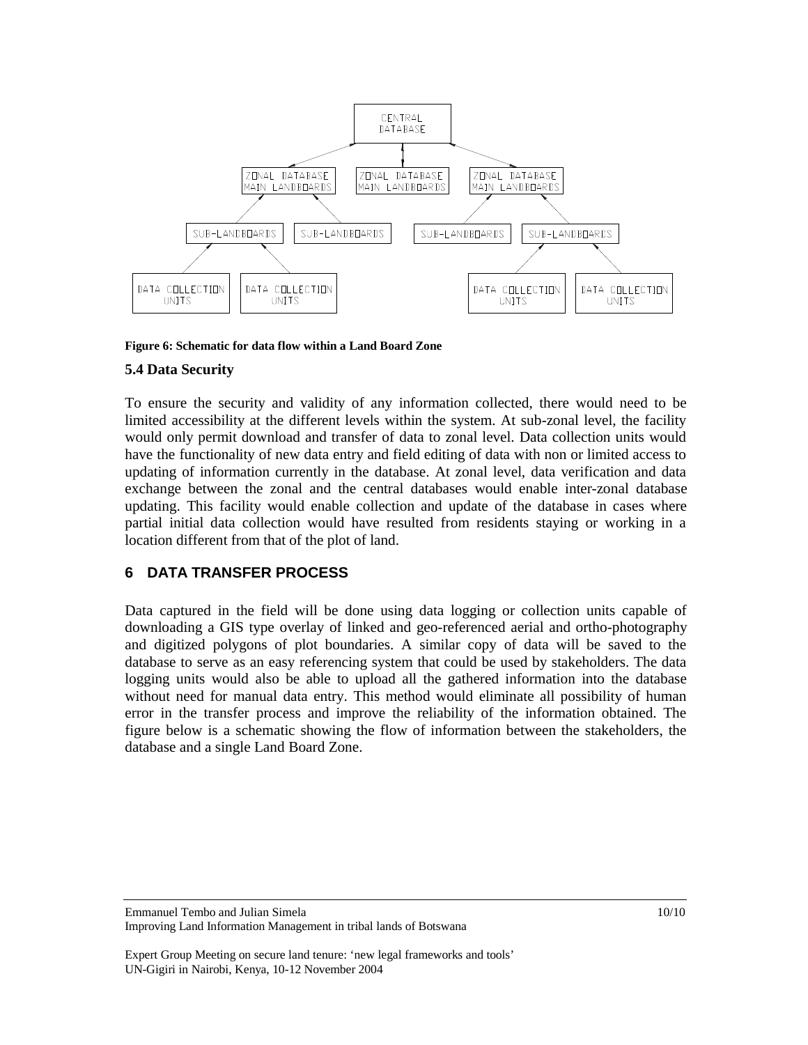CENTRAL DATABASE

ZONAL DATABASE MAIN LANDBOARDS

ZONAL DATABASE MAIN LANDBOARDS

ZONAL DATABASE MAIN LANDBOARDS

SUB-LANDBOARDS

SUB-LANDBOARDS

SUB-LANDBOARDS

SUB-LANDBOARDS

DATA COLLECTION UNITS

DATA COLLECTION UNITS

DATA COLLECTION UNITS

DATA COLLECTION UNITS

**Figure 6: Schematic for data flow within a Land Board Zone**

### 5.4 Data Security

To ensure the security and validity of any information collected, there would need to be limited accessibility at the different levels within the system. At sub-zonal level, the facility would only permit download and transfer of data to zonal level. Data collection units would have the functionality of new data entry and field editing of data with non or limited access to updating of information currently in the database. At zonal level, data verification and data exchange between the zonal and the central databases would enable inter-zonal database updating. This facility would enable collection and update of the database in cases where partial initial data collection would have resulted from residents staying or working in a location different from that of the plot of land.

## 6 DATA TRANSFER PROCESS

Data captured in the field will be done using data logging or collection units capable of downloading a GIS type overlay of linked and geo-referenced aerial and ortho-photography and digitized polygons of plot boundaries. A similar copy of data will be saved to the database to serve as an easy referencing system that could be used by stakeholders. The data logging units would also be able to upload all the gathered information into the database without need for manual data entry. This method would eliminate all possibility of human error in the transfer process and improve the reliability of the information obtained. The figure below is a schematic showing the flow of information between the stakeholders, the database and a single Land Board Zone.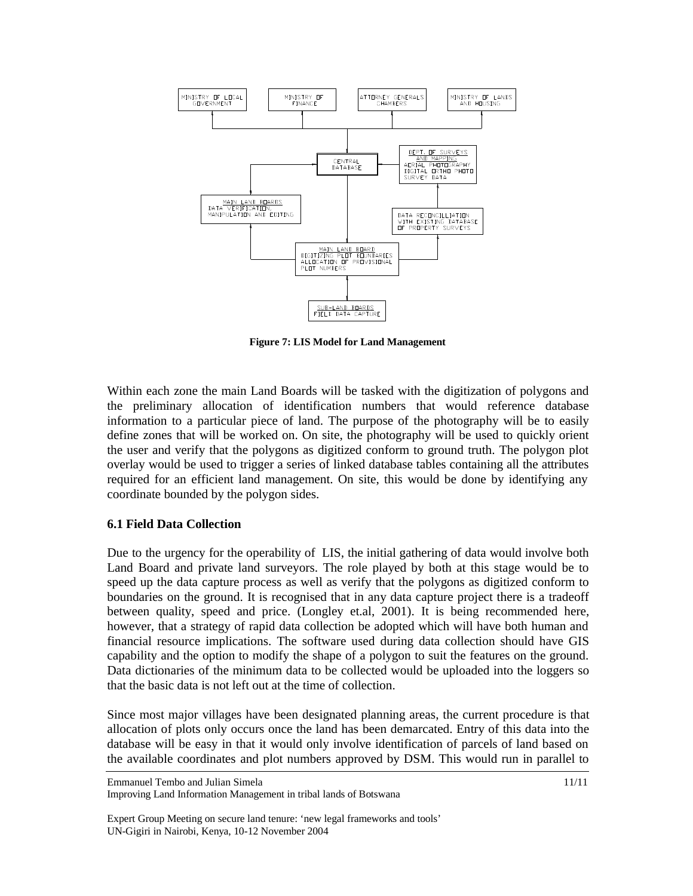**Figure 7: LIS Model for Land Management**

Within each zone the main Land Boards will be tasked with the digitization of polygons and the preliminary allocation of identification numbers that would reference database information to a particular piece of land. The purpose of the photography will be to easily define zones that will be worked on. On site, the photography will be used to quickly orient the user and verify that the polygons as digitized conform to ground truth. The polygon plot overlay would be used to trigger a series of linked database tables containing all the attributes required for an efficient land management. On site, this would be done by identifying any coordinate bounded by the polygon sides.

### 6.1 Field Data Collection

Due to the urgency for the operability of LIS, the initial gathering of data would involve both Land Board and private land surveyors. The role played by both at this stage would be to speed up the data capture process as well as verify that the polygons as digitized conform to boundaries on the ground. It is recognised that in any data capture project there is a tradeoff between quality, speed and price. (Longley et.al, 2001). It is being recommended here, however, that a strategy of rapid data collection be adopted which will have both human and financial resource implications. The software used during data collection should have GIS capability and the option to modify the shape of a polygon to suit the features on the ground. Data dictionaries of the minimum data to be collected would be uploaded into the loggers so that the basic data is not left out at the time of collection.

Since most major villages have been designated planning areas, the current procedure is that allocation of plots only occurs once the land has been demarcated. Entry of this data into the database will be easy in that it would only involve identification of parcels of land based on the available coordinates and plot numbers approved by DSM. This would run in parallel to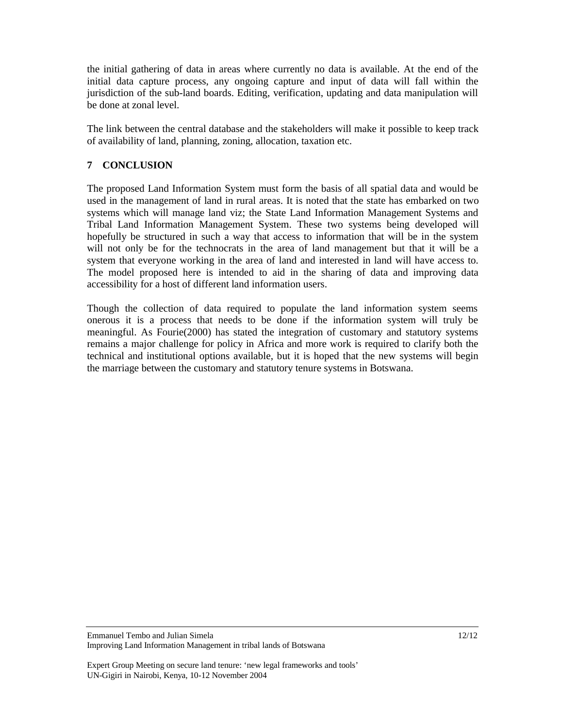the initial gathering of data in areas where currently no data is available. At the end of the initial data capture process, any ongoing capture and input of data will fall within the jurisdiction of the sub-land boards. Editing, verification, updating and data manipulation will be done at zonal level.

The link between the central database and the stakeholders will make it possible to keep track of availability of land, planning, zoning, allocation, taxation etc.

## 7 CONCLUSION

The proposed Land Information System must form the basis of all spatial data and would be used in the management of land in rural areas. It is noted that the state has embarked on two systems which will manage land viz; the State Land Information Management Systems and Tribal Land Information Management System. These two systems being developed will hopefully be structured in such a way that access to information that will be in the system will not only be for the technocrats in the area of land management but that it will be a system that everyone working in the area of land and interested in land will have access to. The model proposed here is intended to aid in the sharing of data and improving data accessibility for a host of different land information users.

Though the collection of data required to populate the land information system seems onerous it is a process that needs to be done if the information system will truly be meaningful. As Fourie(2000) has stated the integration of customary and statutory systems remains a major challenge for policy in Africa and more work is required to clarify both the technical and institutional options available, but it is hoped that the new systems will begin the marriage between the customary and statutory tenure systems in Botswana.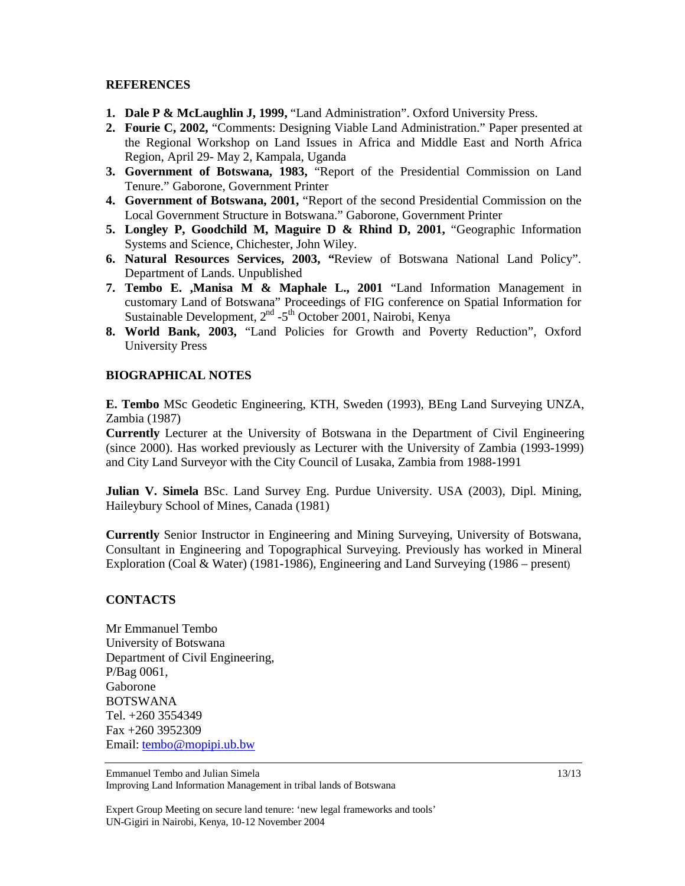## REFERENCES

1. **Dale P & McLaughlin J, 1999,** "Land Administration". Oxford University Press.
2. **Fourie C, 2002,** "Comments: Designing Viable Land Administration." Paper presented at the Regional Workshop on Land Issues in Africa and Middle East and North Africa Region, April 29- May 2, Kampala, Uganda
3. **Government of Botswana, 1983,** "Report of the Presidential Commission on Land Tenure." Gaborone, Government Printer
4. **Government of Botswana, 2001,** "Report of the second Presidential Commission on the Local Government Structure in Botswana." Gaborone, Government Printer
5. **Longley P, Goodchild M, Maguire D & Rhind D, 2001,** "Geographic Information Systems and Science, Chichester, John Wiley.
6. **Natural Resources Services, 2003, "**Review of Botswana National Land Policy". Department of Lands. Unpublished
7. **Tembo E. ,Manisa M & Maphale L., 2001** "Land Information Management in customary Land of Botswana" Proceedings of FIG conference on Spatial Information for Sustainable Development, 2nd -5th October 2001, Nairobi, Kenya
8. **World Bank, 2003,** "Land Policies for Growth and Poverty Reduction", Oxford University Press

## BIOGRAPHICAL NOTES

**E. Tembo** MSc Geodetic Engineering, KTH, Sweden (1993), BEng Land Surveying UNZA, Zambia (1987)
**Currently** Lecturer at the University of Botswana in the Department of Civil Engineering (since 2000). Has worked previously as Lecturer with the University of Zambia (1993-1999) and City Land Surveyor with the City Council of Lusaka, Zambia from 1988-1991

**Julian V. Simela** BSc. Land Survey Eng. Purdue University. USA (2003), Dipl. Mining, Haileybury School of Mines, Canada (1981)

**Currently** Senior Instructor in Engineering and Mining Surveying, University of Botswana, Consultant in Engineering and Topographical Surveying. Previously has worked in Mineral Exploration (Coal & Water) (1981-1986), Engineering and Land Surveying (1986 – present)

## CONTACTS

Mr Emmanuel Tembo
University of Botswana
Department of Civil Engineering,
P/Bag 0061,
Gaborone
BOTSWANA
Tel. +260 3554349
Fax +260 3952309
Email: tembo@mopipi.ub.bw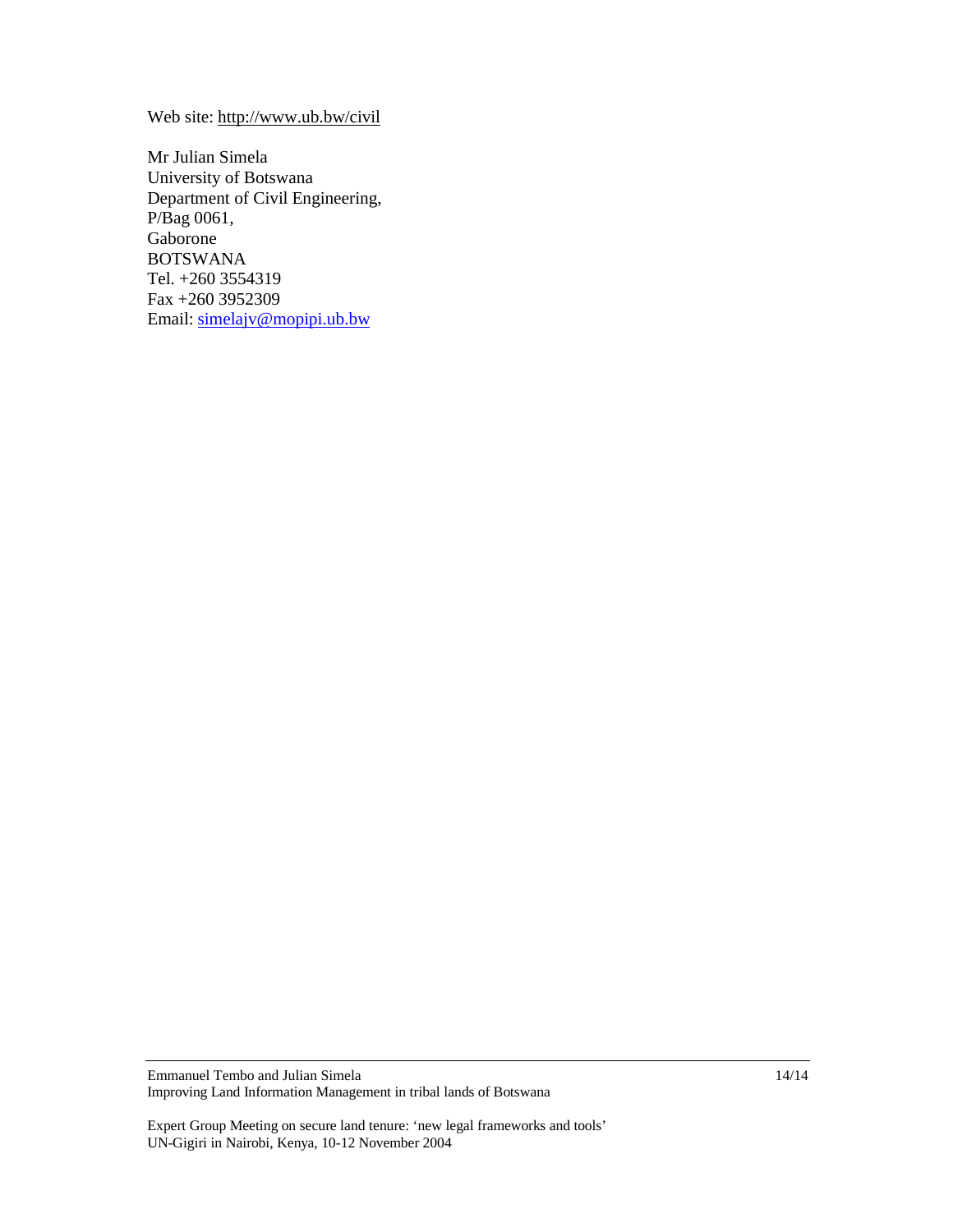Web site: http://www.ub.bw/civil

Mr Julian Simela
University of Botswana
Department of Civil Engineering,
P/Bag 0061,
Gaborone
BOTSWANA
Tel. +260 3554319
Fax +260 3952309
Email: simelajv@mopipi.ub.bw